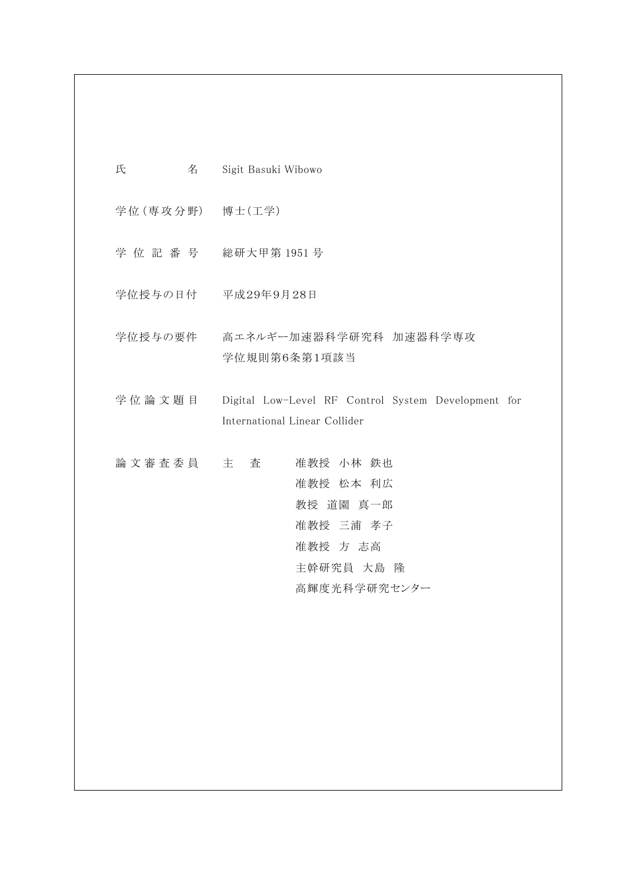| | |
|---|---|
| 氏　　　名 | Sigit Basuki Wibowo |
| 学位(専攻分野) | 博士(工学) |
| 学 位 記 番 号 | 総研大甲第 1951 号 |
| 学位授与の日付 | 平成29年9月28日 |
| 学位授与の要件 | 高エネルギー加速器科学研究科　加速器科学専攻<br>学位規則第6条第1項該当 |
| 学 位 論 文 題 目 | Digital Low-Level RF Control System Development for International Linear Collider |
| 論 文 審 査 委 員 | 主　査　　准教授　小林　鉄也<br>准教授　松本　利広<br>教授　道園　真一郎<br>准教授　三浦　孝子<br>准教授　方　志高<br>主幹研究員　大島　隆<br>高輝度光科学研究センター |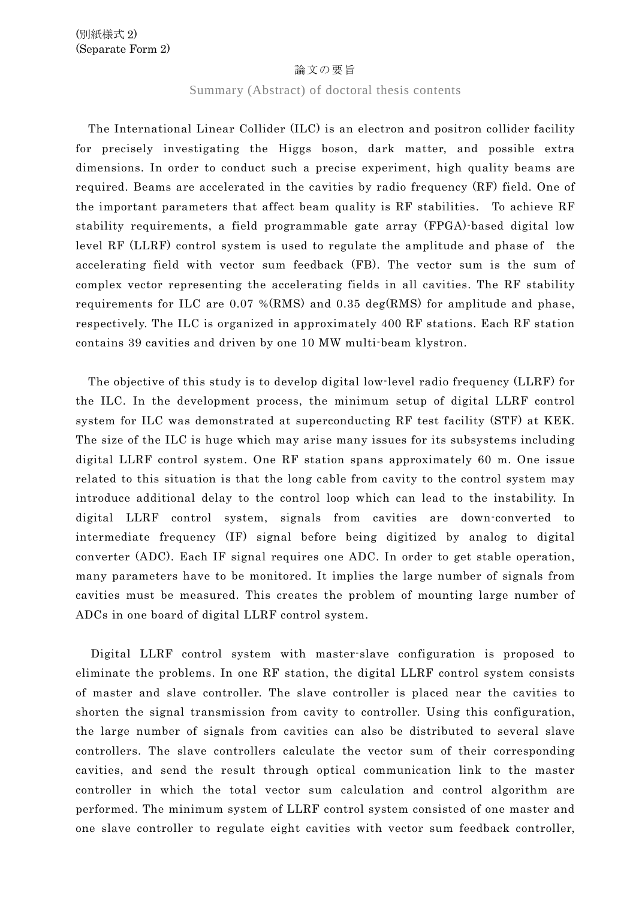(別紙様式 2)
(Separate Form 2)

論文の要旨

Summary (Abstract) of doctoral thesis contents

The International Linear Collider (ILC) is an electron and positron collider facility for precisely investigating the Higgs boson, dark matter, and possible extra dimensions. In order to conduct such a precise experiment, high quality beams are required. Beams are accelerated in the cavities by radio frequency (RF) field. One of the important parameters that affect beam quality is RF stabilities. To achieve RF stability requirements, a field programmable gate array (FPGA)-based digital low level RF (LLRF) control system is used to regulate the amplitude and phase of the accelerating field with vector sum feedback (FB). The vector sum is the sum of complex vector representing the accelerating fields in all cavities. The RF stability requirements for ILC are 0.07 %(RMS) and 0.35 deg(RMS) for amplitude and phase, respectively. The ILC is organized in approximately 400 RF stations. Each RF station contains 39 cavities and driven by one 10 MW multi-beam klystron.

The objective of this study is to develop digital low-level radio frequency (LLRF) for the ILC. In the development process, the minimum setup of digital LLRF control system for ILC was demonstrated at superconducting RF test facility (STF) at KEK. The size of the ILC is huge which may arise many issues for its subsystems including digital LLRF control system. One RF station spans approximately 60 m. One issue related to this situation is that the long cable from cavity to the control system may introduce additional delay to the control loop which can lead to the instability. In digital LLRF control system, signals from cavities are down-converted to intermediate frequency (IF) signal before being digitized by analog to digital converter (ADC). Each IF signal requires one ADC. In order to get stable operation, many parameters have to be monitored. It implies the large number of signals from cavities must be measured. This creates the problem of mounting large number of ADCs in one board of digital LLRF control system.

Digital LLRF control system with master-slave configuration is proposed to eliminate the problems. In one RF station, the digital LLRF control system consists of master and slave controller. The slave controller is placed near the cavities to shorten the signal transmission from cavity to controller. Using this configuration, the large number of signals from cavities can also be distributed to several slave controllers. The slave controllers calculate the vector sum of their corresponding cavities, and send the result through optical communication link to the master controller in which the total vector sum calculation and control algorithm are performed. The minimum system of LLRF control system consisted of one master and one slave controller to regulate eight cavities with vector sum feedback controller,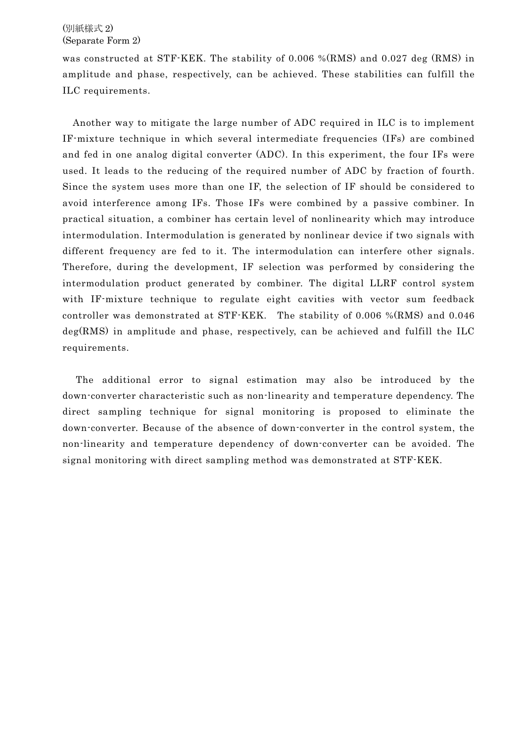was constructed at STF-KEK. The stability of 0.006 %(RMS) and 0.027 deg (RMS) in amplitude and phase, respectively, can be achieved. These stabilities can fulfill the ILC requirements.

Another way to mitigate the large number of ADC required in ILC is to implement IF-mixture technique in which several intermediate frequencies (IFs) are combined and fed in one analog digital converter (ADC). In this experiment, the four IFs were used. It leads to the reducing of the required number of ADC by fraction of fourth. Since the system uses more than one IF, the selection of IF should be considered to avoid interference among IFs. Those IFs were combined by a passive combiner. In practical situation, a combiner has certain level of nonlinearity which may introduce intermodulation. Intermodulation is generated by nonlinear device if two signals with different frequency are fed to it. The intermodulation can interfere other signals. Therefore, during the development, IF selection was performed by considering the intermodulation product generated by combiner. The digital LLRF control system with IF-mixture technique to regulate eight cavities with vector sum feedback controller was demonstrated at STF-KEK. The stability of 0.006 %(RMS) and 0.046 deg(RMS) in amplitude and phase, respectively, can be achieved and fulfill the ILC requirements.

The additional error to signal estimation may also be introduced by the down-converter characteristic such as non-linearity and temperature dependency. The direct sampling technique for signal monitoring is proposed to eliminate the down-converter. Because of the absence of down-converter in the control system, the non-linearity and temperature dependency of down-converter can be avoided. The signal monitoring with direct sampling method was demonstrated at STF-KEK.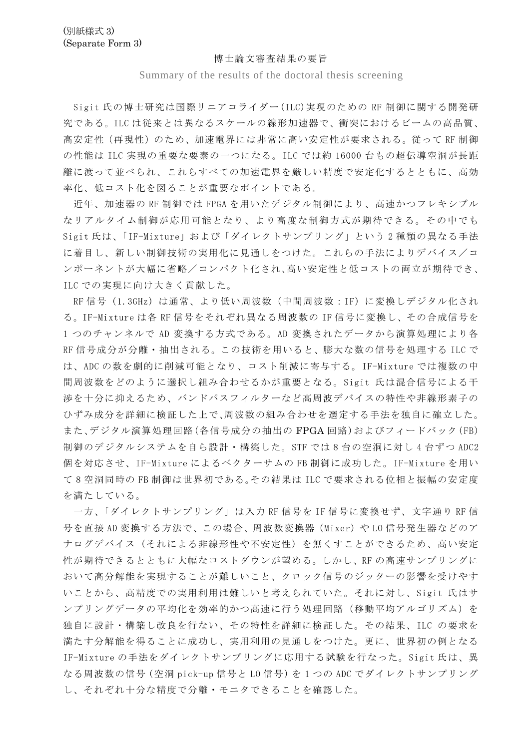(別紙様式 3)
(Separate Form 3)

# 博士論文審査結果の要旨

Summary of the results of the doctoral thesis screening

Sigit 氏の博士研究は国際リニアコライダー(ILC)実現のための RF 制御に関する開発研究である。ILC は従来とは異なるスケールの線形加速器で、衝突におけるビームの高品質、高安定性（再現性）のため、加速電界には非常に高い安定性が要求される。従って RF 制御の性能は ILC 実現の重要な要素の一つになる。ILC では約 16000 台もの超伝導空洞が長距離に渡って並べられ、これらすべての加速電界を厳しい精度で安定化するとともに、高効率化、低コスト化を図ることが重要なポイントである。

近年、加速器の RF 制御では FPGA を用いたデジタル制御により、高速かつフレキシブルなリアルタイム制御が応用可能となり、より高度な制御方式が期待できる。その中でも Sigit 氏は、「IF-Mixture」および「ダイレクトサンプリング」という 2 種類の異なる手法に着目し、新しい制御技術の実用化に見通しをつけた。これらの手法によりデバイス／コンポーネントが大幅に省略／コンパクト化され､高い安定性と低コストの両立が期待でき、ILC での実現に向け大きく貢献した。

RF 信号（1.3GHz）は通常、より低い周波数（中間周波数：IF）に変換しデジタル化される。IF-Mixture は各 RF 信号をそれぞれ異なる周波数の IF 信号に変換し、その合成信号を 1 つのチャンネルで AD 変換する方式である。AD 変換されたデータから演算処理により各 RF 信号成分が分離・抽出される。この技術を用いると、膨大な数の信号を処理する ILC では、ADC の数を劇的に削減可能となり、コスト削減に寄与する。IF-Mixture では複数の中間周波数をどのように選択し組み合わせるかが重要となる。Sigit 氏は混合信号による干渉を十分に抑えるため、バンドパスフィルターなど高周波デバイスの特性や非線形素子のひずみ成分を詳細に検証した上で､周波数の組み合わせを選定する手法を独自に確立した。また､デジタル演算処理回路（各信号成分の抽出の **FPGA** 回路）およびフィードバック（FB）制御のデジタルシステムを自ら設計・構築した。STF では 8 台の空洞に対し 4 台ずつ ADC2 個を対応させ、IF-Mixture によるベクターサムの FB 制御に成功した。IF-Mixture を用いて 8 空洞同時の FB 制御は世界初である｡その結果は ILC で要求される位相と振幅の安定度を満たしている。

一方、「ダイレクトサンプリング」は入力 RF 信号を IF 信号に変換せず、文字通り RF 信号を直接 AD 変換する方法で、この場合、周波数変換器（Mixer）や LO 信号発生器などのアナログデバイス（それによる非線形性や不安定性）を無くすことができるため、高い安定性が期待できるとともに大幅なコストダウンが望める。しかし、RF の高速サンプリングにおいて高分解能を実現することが難しいこと、クロック信号のジッターの影響を受けやすいことから、高精度での実用利用は難しいと考えられていた。それに対し、Sigit 氏はサンプリングデータの平均化を効率的かつ高速に行う処理回路（移動平均アルゴリズム）を独自に設計・構築し改良を行ない、その特性を詳細に検証した。その結果、ILC の要求を満たす分解能を得ることに成功し、実用利用の見通しをつけた。更に、世界初の例となる IF-Mixture の手法をダイレクトサンプリングに応用する試験を行なった。Sigit 氏は、異なる周波数の信号（空洞 pick-up 信号と LO 信号）を 1 つの ADC でダイレクトサンプリングし、それぞれ十分な精度で分離・モニタできることを確認した。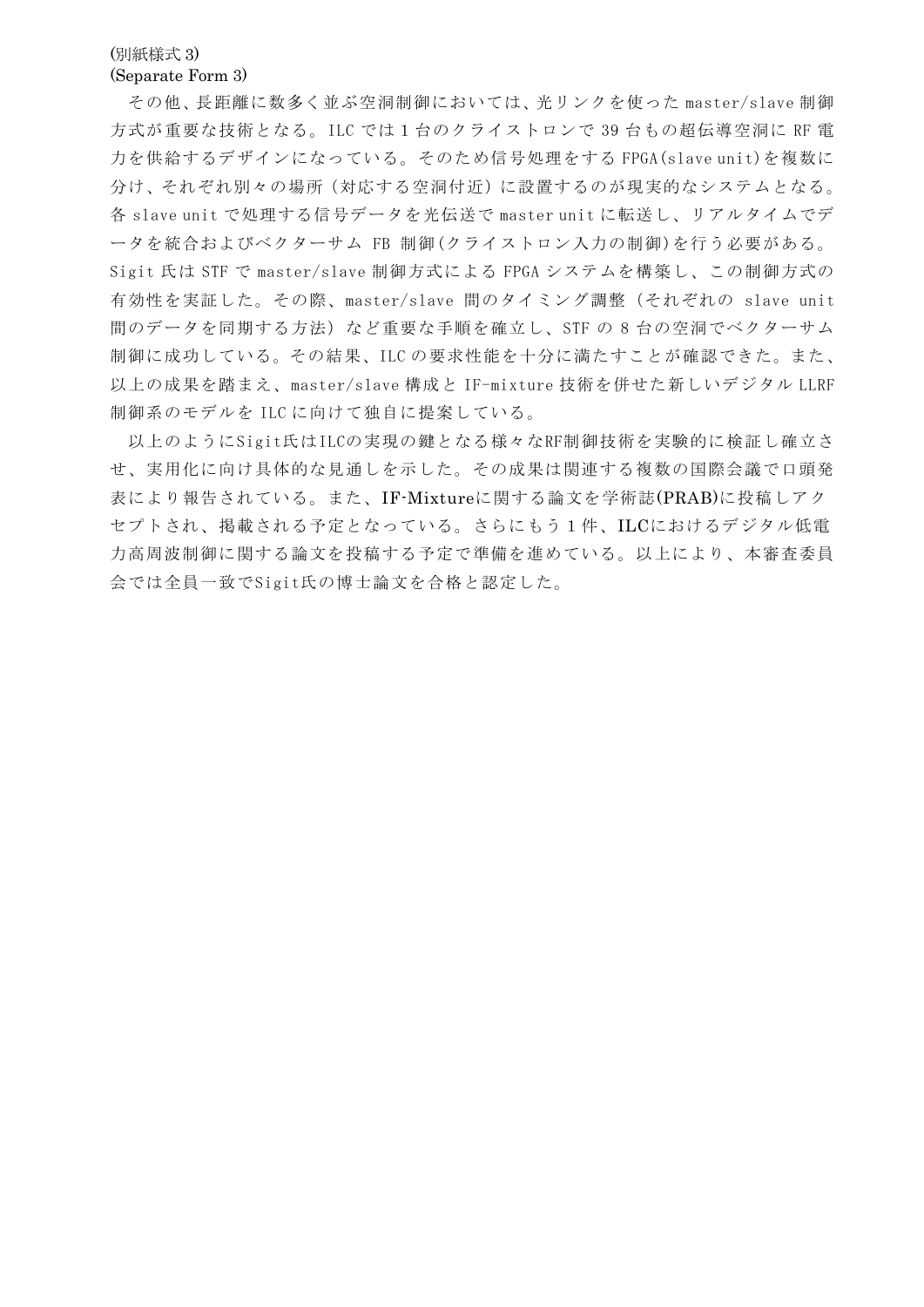(別紙様式 3)
(Separate Form 3)

その他、長距離に数多く並ぶ空洞制御においては、光リンクを使った master/slave 制御方式が重要な技術となる。ILC では 1 台のクライストロンで 39 台もの超伝導空洞に RF 電力を供給するデザインになっている。そのため信号処理をする FPGA(slave unit)を複数に分け、それぞれ別々の場所（対応する空洞付近）に設置するのが現実的なシステムとなる。各 slave unit で処理する信号データを光伝送で master unit に転送し、リアルタイムでデータを統合およびベクターサム FB 制御(クライストロン入力の制御)を行う必要がある。Sigit 氏は STF で master/slave 制御方式による FPGA システムを構築し、この制御方式の有効性を実証した。その際、master/slave 間のタイミング調整（それぞれの slave unit 間のデータを同期する方法）など重要な手順を確立し、STF の 8 台の空洞でベクターサム制御に成功している。その結果、ILC の要求性能を十分に満たすことが確認できた。また、以上の成果を踏まえ、master/slave 構成と IF-mixture 技術を併せた新しいデジタル LLRF 制御系のモデルを ILC に向けて独自に提案している。

以上のようにSigit氏はILCの実現の鍵となる様々なRF制御技術を実験的に検証し確立させ、実用化に向け具体的な見通しを示した。その成果は関連する複数の国際会議で口頭発表により報告されている。また、IF-Mixtureに関する論文を学術誌(PRAB)に投稿しアクセプトされ、掲載される予定となっている。さらにもう 1 件、ILCにおけるデジタル低電力高周波制御に関する論文を投稿する予定で準備を進めている。以上により、本審査委員会では全員一致でSigit氏の博士論文を合格と認定した。